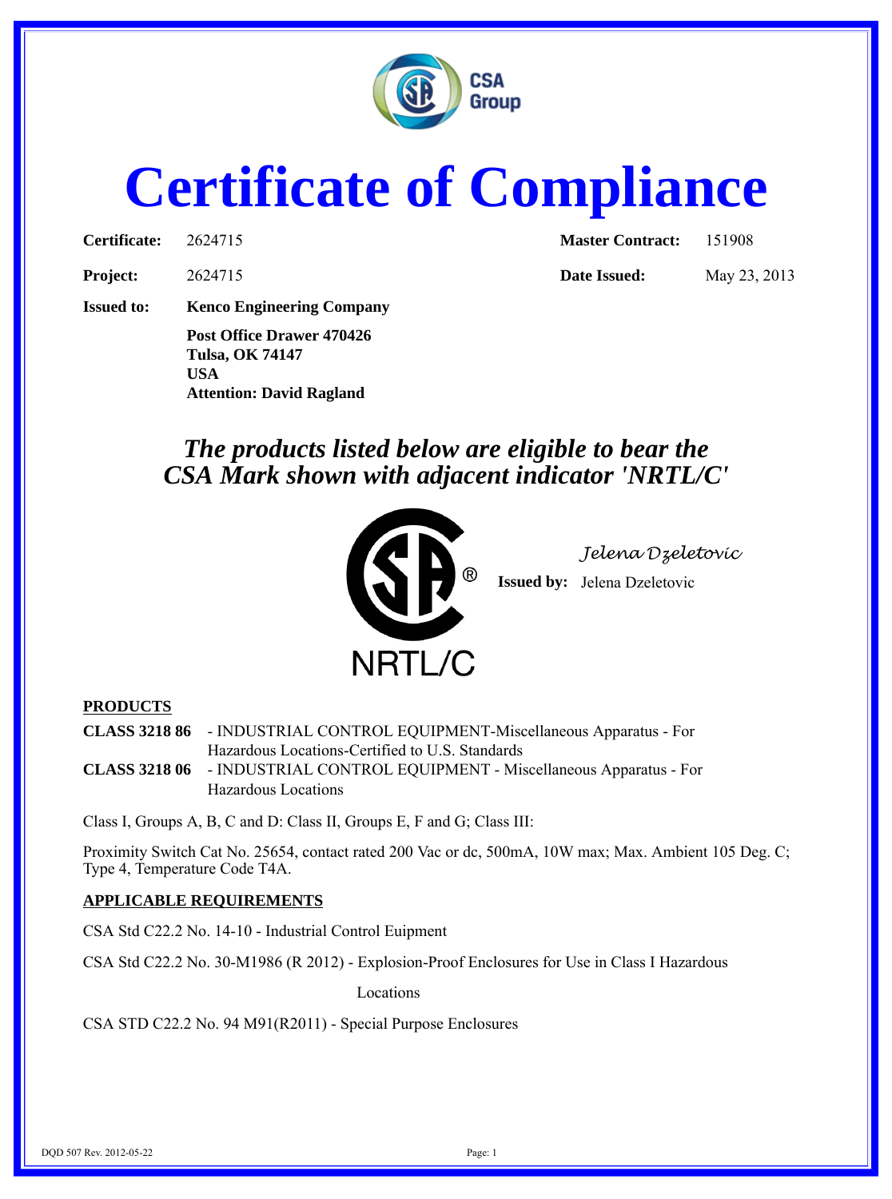# Certificate of Compliance

**Certificate:** 2624715 **Master Contract:** 151908

**Project:** 2624715 **Date Issued:** May 23, 2013

**Issued to:** **Kenco Engineering Company**

**Post Office Drawer 470426**
**Tulsa, OK 74147**
**USA**
**Attention: David Ragland**

***The products listed below are eligible to bear the CSA Mark shown with adjacent indicator 'NRTL/C'***

NRTL/C

*Jelena Dzeletovic*

**Issued by:** Jelena Dzeletovic

**PRODUCTS**

**CLASS 3218 86** - INDUSTRIAL CONTROL EQUIPMENT-Miscellaneous Apparatus - For Hazardous Locations-Certified to U.S. Standards

**CLASS 3218 06** - INDUSTRIAL CONTROL EQUIPMENT - Miscellaneous Apparatus - For Hazardous Locations

Class I, Groups A, B, C and D: Class II, Groups E, F and G; Class III:

Proximity Switch Cat No. 25654, contact rated 200 Vac or dc, 500mA, 10W max; Max. Ambient 105 Deg. C; Type 4, Temperature Code T4A.

**APPLICABLE REQUIREMENTS**

CSA Std C22.2 No. 14-10 - Industrial Control Euipment

CSA Std C22.2 No. 30-M1986 (R 2012) - Explosion-Proof Enclosures for Use in Class I Hazardous Locations

CSA STD C22.2 No. 94 M91(R2011) - Special Purpose Enclosures

DQD 507 Rev. 2012-05-22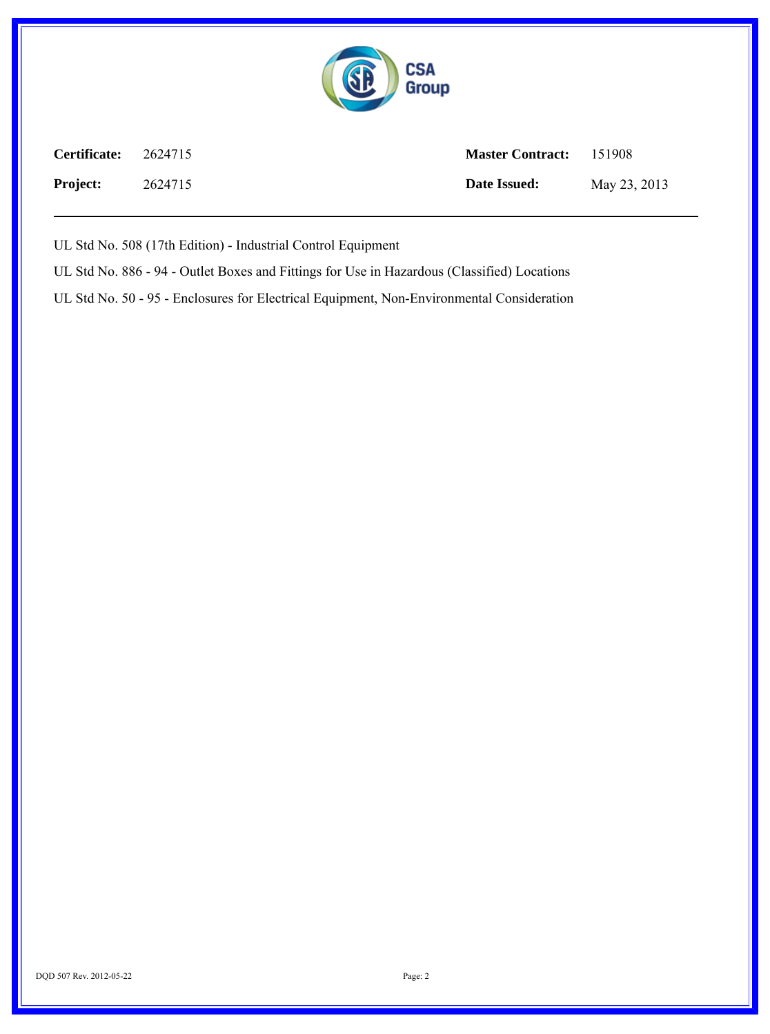| | | | |
|---|---|---|---|
| **Certificate:** | 2624715 | **Master Contract:** | 151908 |
| **Project:** | 2624715 | **Date Issued:** | May 23, 2013 |

UL Std No. 508 (17th Edition) - Industrial Control Equipment

UL Std No. 886 - 94 - Outlet Boxes and Fittings for Use in Hazardous (Classified) Locations

UL Std No. 50 - 95 - Enclosures for Electrical Equipment, Non-Environmental Consideration